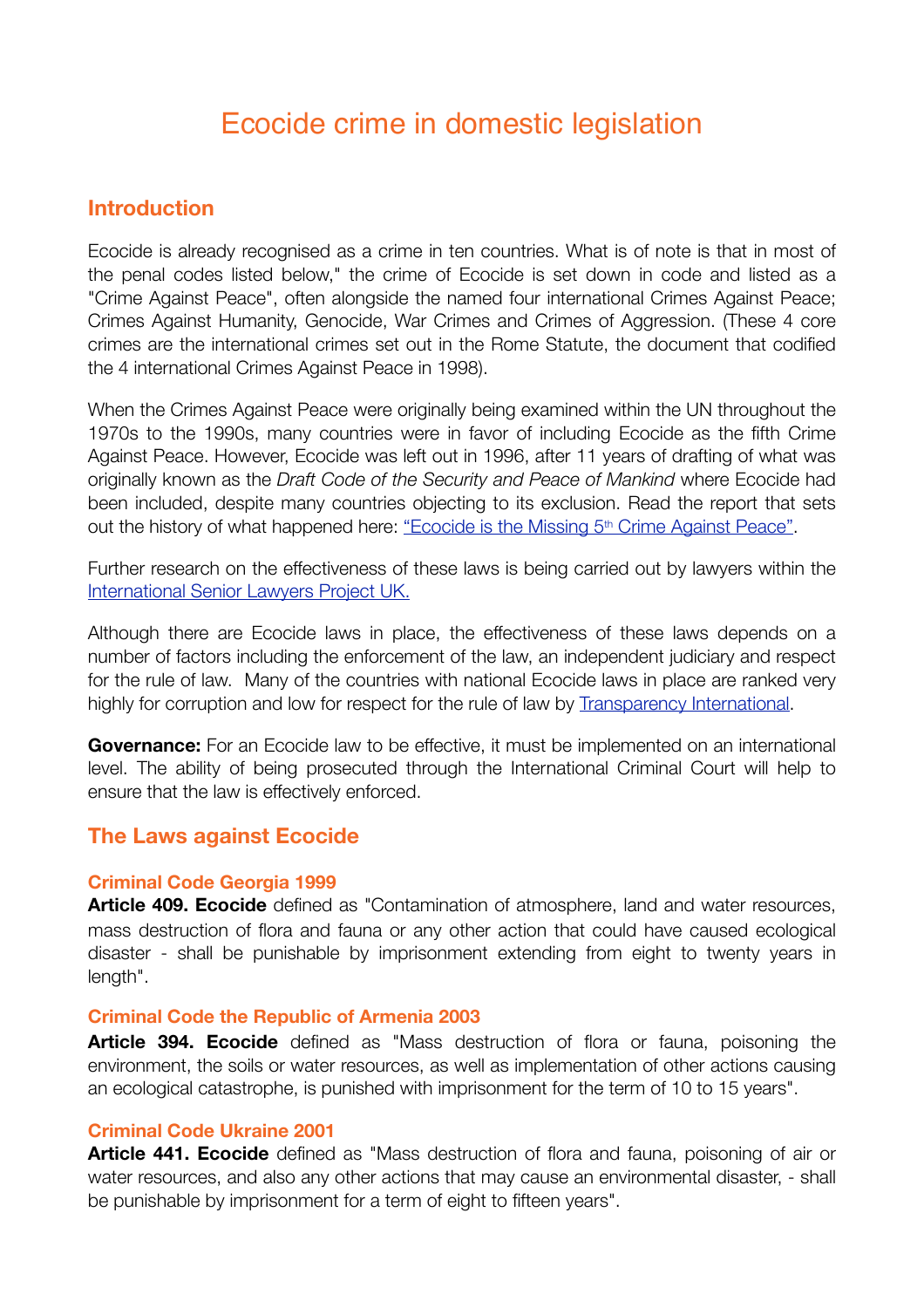# Ecocide crime in domestic legislation

## Introduction

Ecocide is already recognised as a crime in ten countries. What is of note is that in most of the penal codes listed below," the crime of Ecocide is set down in code and listed as a "Crime Against Peace", often alongside the named four international Crimes Against Peace; Crimes Against Humanity, Genocide, War Crimes and Crimes of Aggression. (These 4 core crimes are the international crimes set out in the Rome Statute, the document that codified the 4 international Crimes Against Peace in 1998).

When the Crimes Against Peace were originally being examined within the UN throughout the 1970s to the 1990s, many countries were in favor of including Ecocide as the fifth Crime Against Peace. However, Ecocide was left out in 1996, after 11 years of drafting of what was originally known as the *Draft Code of the Security and Peace of Mankind* where Ecocide had been included, despite many countries objecting to its exclusion. Read the report that sets out the history of what happened here: "Ecocide is the Missing 5th Crime Against Peace".

Further research on the effectiveness of these laws is being carried out by lawyers within the International Senior Lawyers Project UK.

Although there are Ecocide laws in place, the effectiveness of these laws depends on a number of factors including the enforcement of the law, an independent judiciary and respect for the rule of law. Many of the countries with national Ecocide laws in place are ranked very highly for corruption and low for respect for the rule of law by Transparency International.

**Governance:** For an Ecocide law to be effective, it must be implemented on an international level. The ability of being prosecuted through the International Criminal Court will help to ensure that the law is effectively enforced.

## The Laws against Ecocide

### Criminal Code Georgia 1999

**Article 409. Ecocide** defined as "Contamination of atmosphere, land and water resources, mass destruction of flora and fauna or any other action that could have caused ecological disaster - shall be punishable by imprisonment extending from eight to twenty years in length".

### Criminal Code the Republic of Armenia 2003

**Article 394. Ecocide** defined as "Mass destruction of flora or fauna, poisoning the environment, the soils or water resources, as well as implementation of other actions causing an ecological catastrophe, is punished with imprisonment for the term of 10 to 15 years".

### Criminal Code Ukraine 2001

**Article 441. Ecocide** defined as "Mass destruction of flora and fauna, poisoning of air or water resources, and also any other actions that may cause an environmental disaster, - shall be punishable by imprisonment for a term of eight to fifteen years".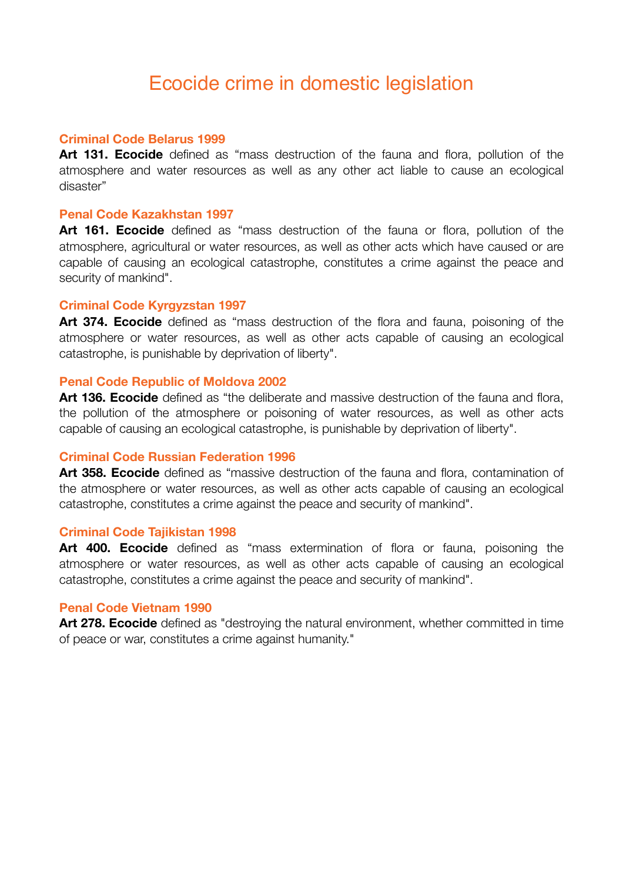# Ecocide crime in domestic legislation

### Criminal Code Belarus 1999

**Art 131. Ecocide** defined as "mass destruction of the fauna and flora, pollution of the atmosphere and water resources as well as any other act liable to cause an ecological disaster"

### Penal Code Kazakhstan 1997

**Art 161. Ecocide** defined as "mass destruction of the fauna or flora, pollution of the atmosphere, agricultural or water resources, as well as other acts which have caused or are capable of causing an ecological catastrophe, constitutes a crime against the peace and security of mankind".

### Criminal Code Kyrgyzstan 1997

**Art 374. Ecocide** defined as "mass destruction of the flora and fauna, poisoning of the atmosphere or water resources, as well as other acts capable of causing an ecological catastrophe, is punishable by deprivation of liberty".

### Penal Code Republic of Moldova 2002

**Art 136. Ecocide** defined as "the deliberate and massive destruction of the fauna and flora, the pollution of the atmosphere or poisoning of water resources, as well as other acts capable of causing an ecological catastrophe, is punishable by deprivation of liberty".

### Criminal Code Russian Federation 1996

**Art 358. Ecocide** defined as "massive destruction of the fauna and flora, contamination of the atmosphere or water resources, as well as other acts capable of causing an ecological catastrophe, constitutes a crime against the peace and security of mankind".

### Criminal Code Tajikistan 1998

**Art 400. Ecocide** defined as "mass extermination of flora or fauna, poisoning the atmosphere or water resources, as well as other acts capable of causing an ecological catastrophe, constitutes a crime against the peace and security of mankind".

### Penal Code Vietnam 1990

**Art 278. Ecocide** defined as "destroying the natural environment, whether committed in time of peace or war, constitutes a crime against humanity."